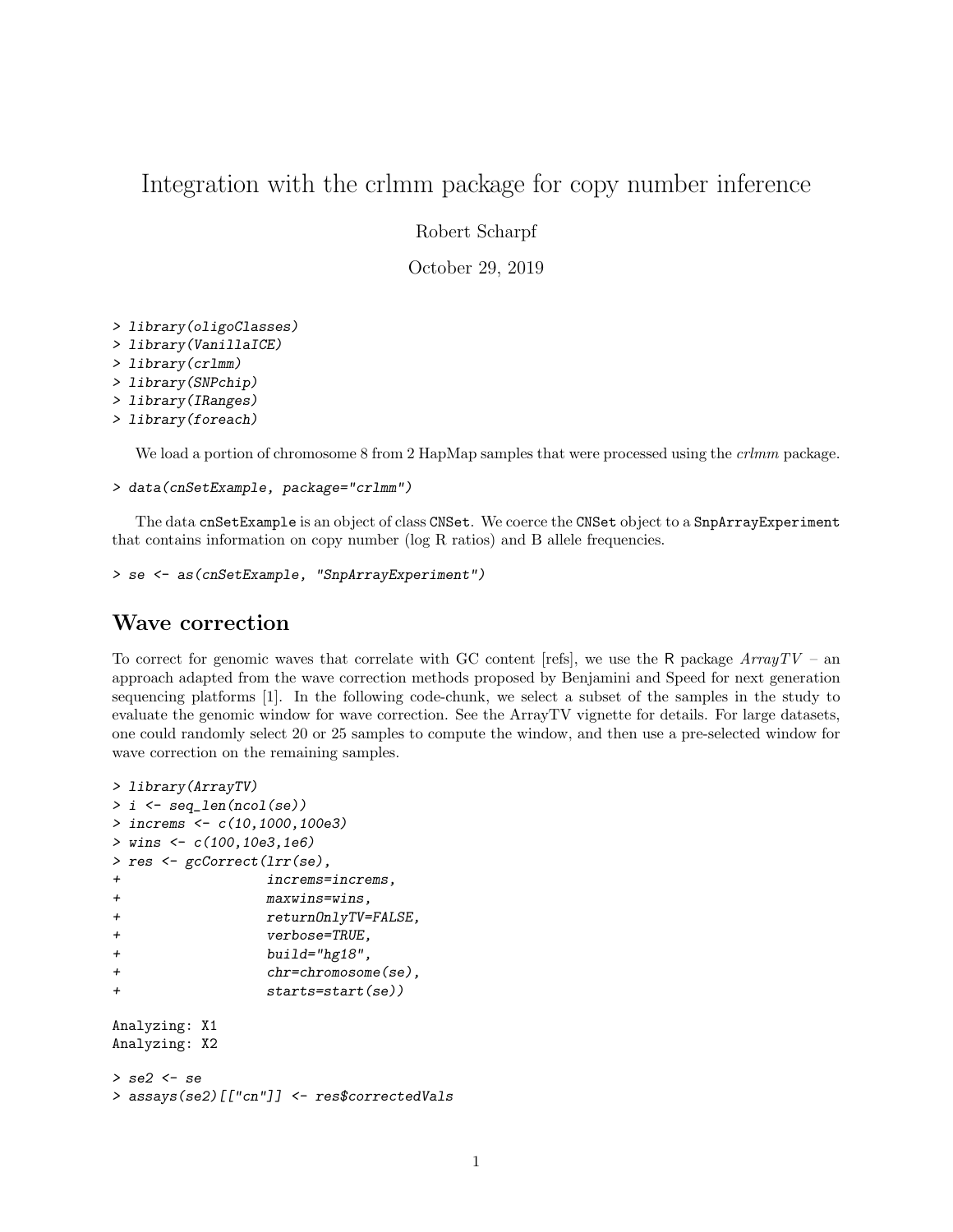# Integration with the crlmm package for copy number inference

Robert Scharpf

October 29, 2019

```
> library(oligoClasses)
> library(VanillaICE)
> library(crlmm)
> library(SNPchip)
> library(IRanges)
> library(foreach)
```

We load a portion of chromosome 8 from 2 HapMap samples that were processed using the *crlmm* package.

```
> data(cnSetExample, package="crlmm")
```

The data `cnSetExample` is an object of class `CNSet`. We coerce the `CNSet` object to a `SnpArrayExperiment` that contains information on copy number (log R ratios) and B allele frequencies.

```
> se <- as(cnSetExample, "SnpArrayExperiment")
```

## Wave correction

To correct for genomic waves that correlate with GC content [refs], we use the R package *ArrayTV* – an approach adapted from the wave correction methods proposed by Benjamini and Speed for next generation sequencing platforms [1]. In the following code-chunk, we select a subset of the samples in the study to evaluate the genomic window for wave correction. See the ArrayTV vignette for details. For large datasets, one could randomly select 20 or 25 samples to compute the window, and then use a pre-selected window for wave correction on the remaining samples.

```
> library(ArrayTV)
> i <- seq_len(ncol(se))
> increms <- c(10,1000,100e3)
> wins <- c(100,10e3,1e6)
> res <- gcCorrect(lrr(se),
+                  increms=increms,
+                  maxwins=wins,
+                  returnOnlyTV=FALSE,
+                  verbose=TRUE,
+                  build="hg18",
+                  chr=chromosome(se),
+                  starts=start(se))

Analyzing: X1
Analyzing: X2

> se2 <- se
> assays(se2)[["cn"]] <- res$correctedVals
```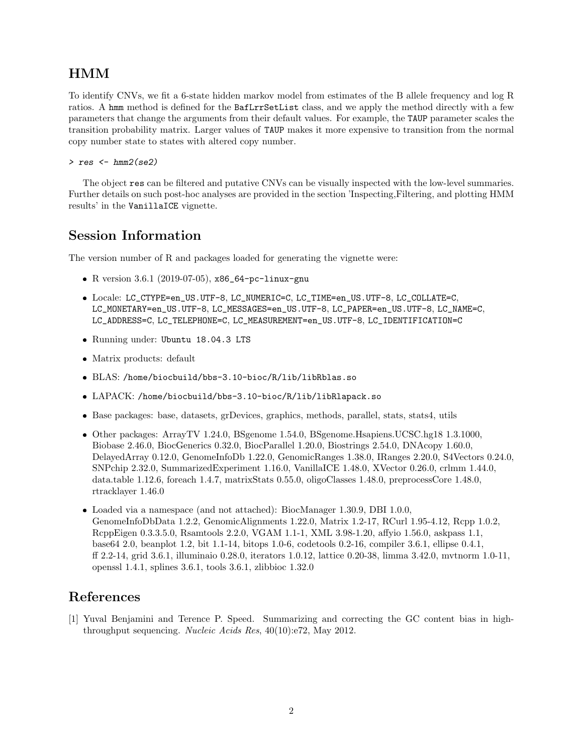## HMM

To identify CNVs, we fit a 6-state hidden markov model from estimates of the B allele frequency and log R ratios. A `hmm` method is defined for the `BafLrrSetList` class, and we apply the method directly with a few parameters that change the arguments from their default values. For example, the `TAUP` parameter scales the transition probability matrix. Larger values of `TAUP` makes it more expensive to transition from the normal copy number state to states with altered copy number.

```
> res <- hmm2(se2)
```

The object `res` can be filtered and putative CNVs can be visually inspected with the low-level summaries. Further details on such post-hoc analyses are provided in the section 'Inspecting,Filtering, and plotting HMM results' in the `VanillaICE` vignette.

## Session Information

The version number of R and packages loaded for generating the vignette were:

- R version 3.6.1 (2019-07-05), `x86_64-pc-linux-gnu`
- Locale: `LC_CTYPE=en_US.UTF-8`, `LC_NUMERIC=C`, `LC_TIME=en_US.UTF-8`, `LC_COLLATE=C`, `LC_MONETARY=en_US.UTF-8`, `LC_MESSAGES=en_US.UTF-8`, `LC_PAPER=en_US.UTF-8`, `LC_NAME=C`, `LC_ADDRESS=C`, `LC_TELEPHONE=C`, `LC_MEASUREMENT=en_US.UTF-8`, `LC_IDENTIFICATION=C`
- Running under: `Ubuntu 18.04.3 LTS`
- Matrix products: default
- BLAS: `/home/biocbuild/bbs-3.10-bioc/R/lib/libRblas.so`
- LAPACK: `/home/biocbuild/bbs-3.10-bioc/R/lib/libRlapack.so`
- Base packages: base, datasets, grDevices, graphics, methods, parallel, stats, stats4, utils
- Other packages: ArrayTV 1.24.0, BSgenome 1.54.0, BSgenome.Hsapiens.UCSC.hg18 1.3.1000, Biobase 2.46.0, BiocGenerics 0.32.0, BiocParallel 1.20.0, Biostrings 2.54.0, DNAcopy 1.60.0, DelayedArray 0.12.0, GenomeInfoDb 1.22.0, GenomicRanges 1.38.0, IRanges 2.20.0, S4Vectors 0.24.0, SNPchip 2.32.0, SummarizedExperiment 1.16.0, VanillaICE 1.48.0, XVector 0.26.0, crlmm 1.44.0, data.table 1.12.6, foreach 1.4.7, matrixStats 0.55.0, oligoClasses 1.48.0, preprocessCore 1.48.0, rtracklayer 1.46.0
- Loaded via a namespace (and not attached): BiocManager 1.30.9, DBI 1.0.0, GenomeInfoDbData 1.2.2, GenomicAlignments 1.22.0, Matrix 1.2-17, RCurl 1.95-4.12, Rcpp 1.0.2, RcppEigen 0.3.3.5.0, Rsamtools 2.2.0, VGAM 1.1-1, XML 3.98-1.20, affyio 1.56.0, askpass 1.1, base64 2.0, beanplot 1.2, bit 1.1-14, bitops 1.0-6, codetools 0.2-16, compiler 3.6.1, ellipse 0.4.1, ff 2.2-14, grid 3.6.1, illuminaio 0.28.0, iterators 1.0.12, lattice 0.20-38, limma 3.42.0, mvtnorm 1.0-11, openssl 1.4.1, splines 3.6.1, tools 3.6.1, zlibbioc 1.32.0

## References

[1] Yuval Benjamini and Terence P. Speed. Summarizing and correcting the GC content bias in high-throughput sequencing. *Nucleic Acids Res*, 40(10):e72, May 2012.